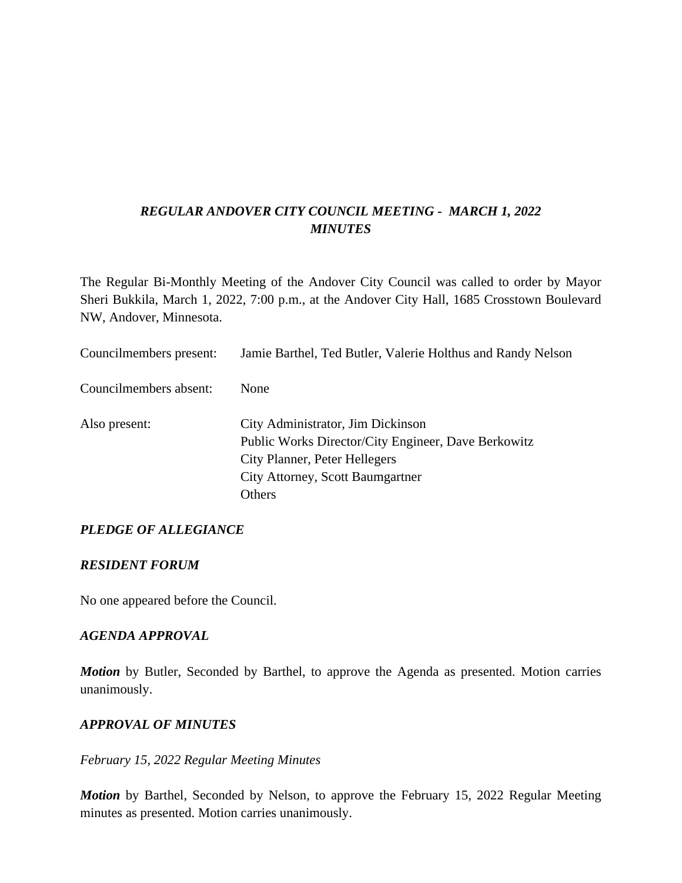# *REGULAR ANDOVER CITY COUNCIL MEETING - MARCH 1, 2022*
# *MINUTES*

The Regular Bi-Monthly Meeting of the Andover City Council was called to order by Mayor Sheri Bukkila, March 1, 2022, 7:00 p.m., at the Andover City Hall, 1685 Crosstown Boulevard NW, Andover, Minnesota.

Councilmembers present: Jamie Barthel, Ted Butler, Valerie Holthus and Randy Nelson

Councilmembers absent: None

Also present:
City Administrator, Jim Dickinson
Public Works Director/City Engineer, Dave Berkowitz
City Planner, Peter Hellegers
City Attorney, Scott Baumgartner
Others

## *PLEDGE OF ALLEGIANCE*

## *RESIDENT FORUM*

No one appeared before the Council.

## *AGENDA APPROVAL*

***Motion*** by Butler, Seconded by Barthel, to approve the Agenda as presented. Motion carries unanimously.

## *APPROVAL OF MINUTES*

*February 15, 2022 Regular Meeting Minutes*

***Motion*** by Barthel, Seconded by Nelson, to approve the February 15, 2022 Regular Meeting minutes as presented. Motion carries unanimously.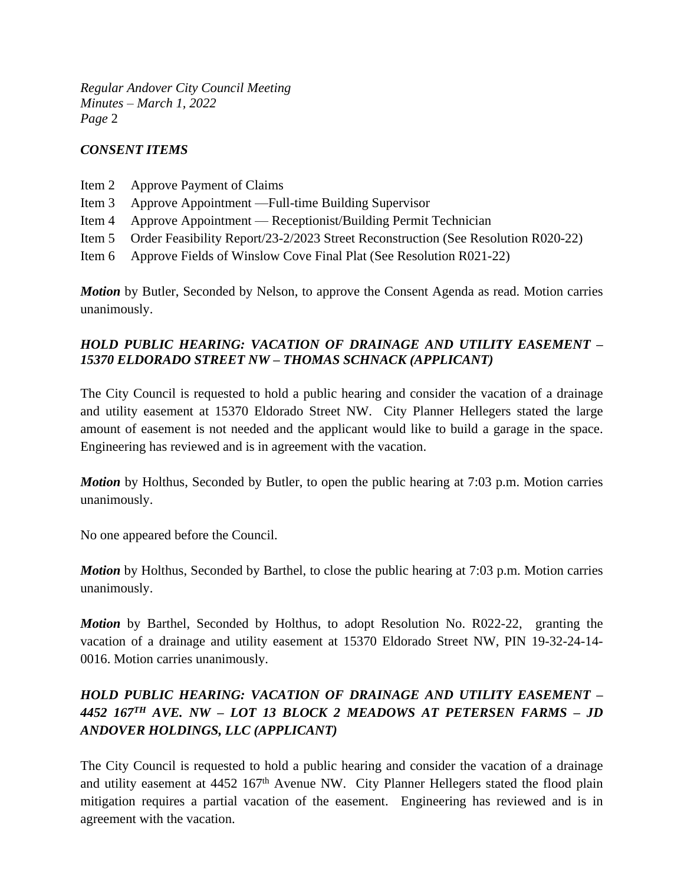### *CONSENT ITEMS*

Item 2 Approve Payment of Claims
Item 3 Approve Appointment —Full-time Building Supervisor
Item 4 Approve Appointment — Receptionist/Building Permit Technician
Item 5 Order Feasibility Report/23-2/2023 Street Reconstruction (See Resolution R020-22)
Item 6 Approve Fields of Winslow Cove Final Plat (See Resolution R021-22)

***Motion*** by Butler, Seconded by Nelson, to approve the Consent Agenda as read. Motion carries unanimously.

### *HOLD PUBLIC HEARING: VACATION OF DRAINAGE AND UTILITY EASEMENT – 15370 ELDORADO STREET NW – THOMAS SCHNACK (APPLICANT)*

The City Council is requested to hold a public hearing and consider the vacation of a drainage and utility easement at 15370 Eldorado Street NW. City Planner Hellegers stated the large amount of easement is not needed and the applicant would like to build a garage in the space. Engineering has reviewed and is in agreement with the vacation.

***Motion*** by Holthus, Seconded by Butler, to open the public hearing at 7:03 p.m. Motion carries unanimously.

No one appeared before the Council.

***Motion*** by Holthus, Seconded by Barthel, to close the public hearing at 7:03 p.m. Motion carries unanimously.

***Motion*** by Barthel, Seconded by Holthus, to adopt Resolution No. R022-22, granting the vacation of a drainage and utility easement at 15370 Eldorado Street NW, PIN 19-32-24-14-0016. Motion carries unanimously.

### *HOLD PUBLIC HEARING: VACATION OF DRAINAGE AND UTILITY EASEMENT – 4452 167TH AVE. NW – LOT 13 BLOCK 2 MEADOWS AT PETERSEN FARMS – JD ANDOVER HOLDINGS, LLC (APPLICANT)*

The City Council is requested to hold a public hearing and consider the vacation of a drainage and utility easement at 4452 167th Avenue NW. City Planner Hellegers stated the flood plain mitigation requires a partial vacation of the easement. Engineering has reviewed and is in agreement with the vacation.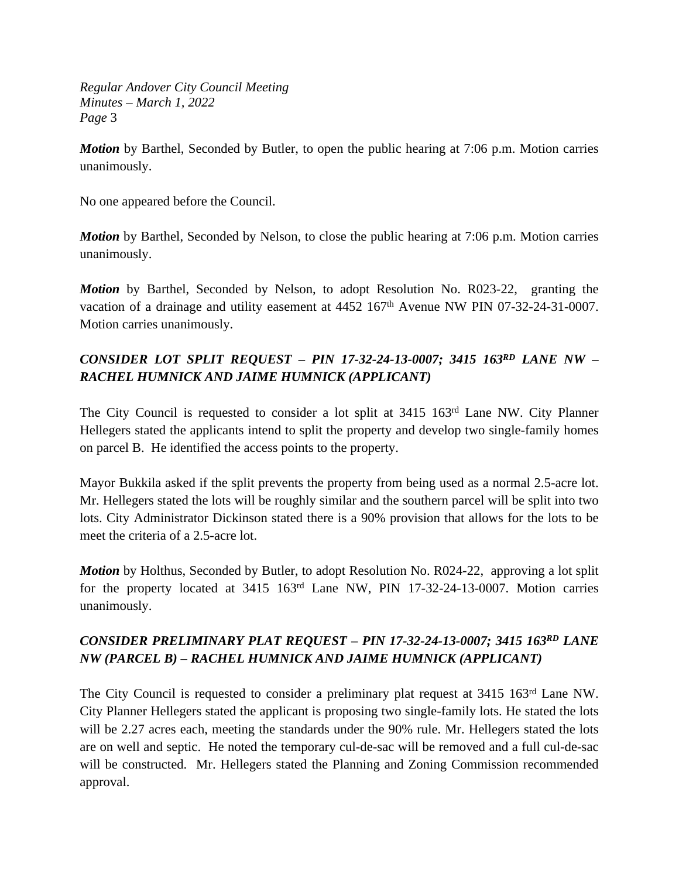***Motion*** by Barthel, Seconded by Butler, to open the public hearing at 7:06 p.m. Motion carries unanimously.

No one appeared before the Council.

***Motion*** by Barthel, Seconded by Nelson, to close the public hearing at 7:06 p.m. Motion carries unanimously.

***Motion*** by Barthel, Seconded by Nelson, to adopt Resolution No. R023-22, granting the vacation of a drainage and utility easement at 4452 167th Avenue NW PIN 07-32-24-31-0007. Motion carries unanimously.

### *CONSIDER LOT SPLIT REQUEST – PIN 17-32-24-13-0007; 3415 163RD LANE NW – RACHEL HUMNICK AND JAIME HUMNICK (APPLICANT)*

The City Council is requested to consider a lot split at 3415 163rd Lane NW. City Planner Hellegers stated the applicants intend to split the property and develop two single-family homes on parcel B. He identified the access points to the property.

Mayor Bukkila asked if the split prevents the property from being used as a normal 2.5-acre lot. Mr. Hellegers stated the lots will be roughly similar and the southern parcel will be split into two lots. City Administrator Dickinson stated there is a 90% provision that allows for the lots to be meet the criteria of a 2.5-acre lot.

***Motion*** by Holthus, Seconded by Butler, to adopt Resolution No. R024-22, approving a lot split for the property located at 3415 163rd Lane NW, PIN 17-32-24-13-0007. Motion carries unanimously.

### *CONSIDER PRELIMINARY PLAT REQUEST – PIN 17-32-24-13-0007; 3415 163RD LANE NW (PARCEL B) – RACHEL HUMNICK AND JAIME HUMNICK (APPLICANT)*

The City Council is requested to consider a preliminary plat request at 3415 163rd Lane NW. City Planner Hellegers stated the applicant is proposing two single-family lots. He stated the lots will be 2.27 acres each, meeting the standards under the 90% rule. Mr. Hellegers stated the lots are on well and septic. He noted the temporary cul-de-sac will be removed and a full cul-de-sac will be constructed. Mr. Hellegers stated the Planning and Zoning Commission recommended approval.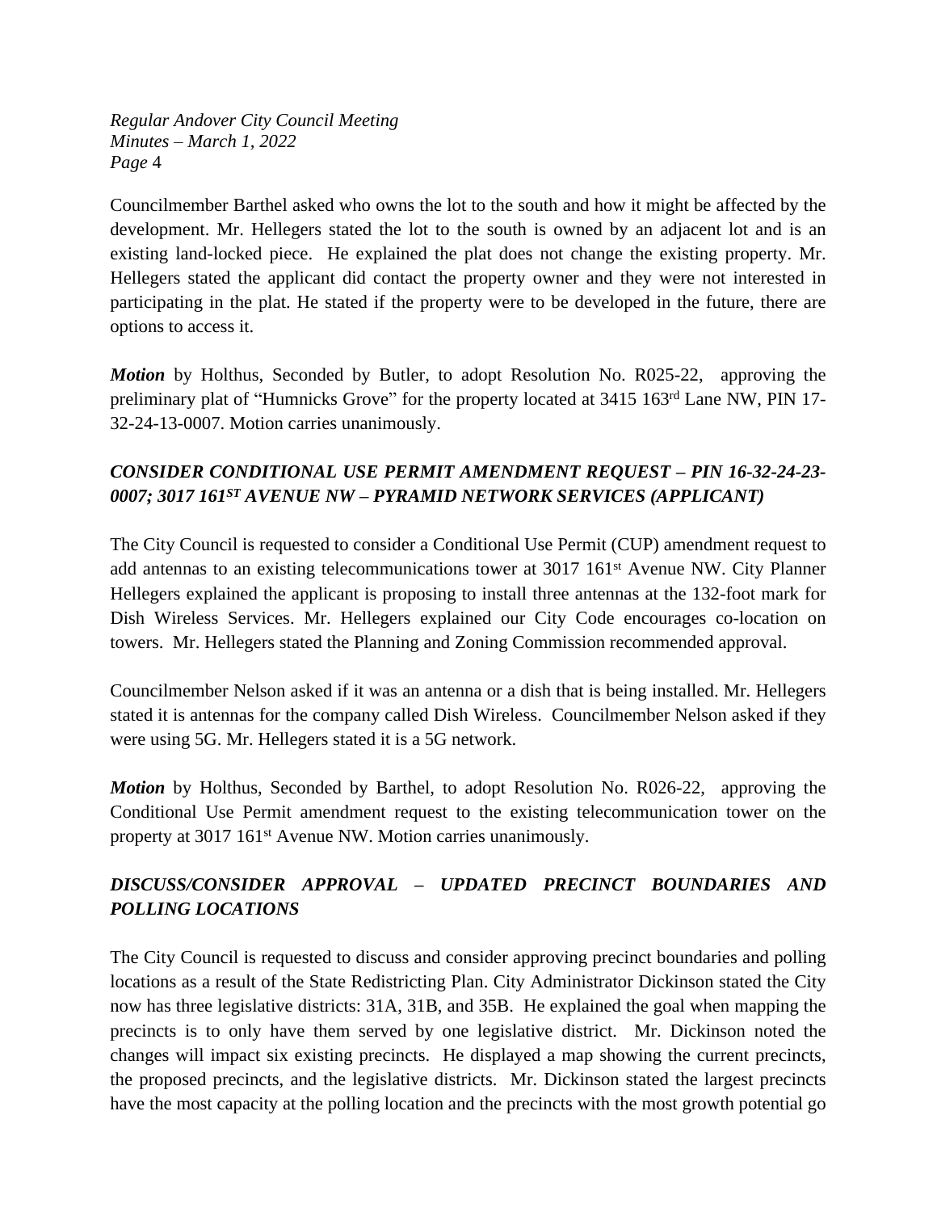Councilmember Barthel asked who owns the lot to the south and how it might be affected by the development. Mr. Hellegers stated the lot to the south is owned by an adjacent lot and is an existing land-locked piece. He explained the plat does not change the existing property. Mr. Hellegers stated the applicant did contact the property owner and they were not interested in participating in the plat. He stated if the property were to be developed in the future, there are options to access it.

***Motion*** by Holthus, Seconded by Butler, to adopt Resolution No. R025-22, approving the preliminary plat of "Humnicks Grove" for the property located at 3415 163rd Lane NW, PIN 17-32-24-13-0007. Motion carries unanimously.

## *CONSIDER CONDITIONAL USE PERMIT AMENDMENT REQUEST – PIN 16-32-24-23-0007; 3017 161ST AVENUE NW – PYRAMID NETWORK SERVICES (APPLICANT)*

The City Council is requested to consider a Conditional Use Permit (CUP) amendment request to add antennas to an existing telecommunications tower at 3017 161st Avenue NW. City Planner Hellegers explained the applicant is proposing to install three antennas at the 132-foot mark for Dish Wireless Services. Mr. Hellegers explained our City Code encourages co-location on towers. Mr. Hellegers stated the Planning and Zoning Commission recommended approval.

Councilmember Nelson asked if it was an antenna or a dish that is being installed. Mr. Hellegers stated it is antennas for the company called Dish Wireless. Councilmember Nelson asked if they were using 5G. Mr. Hellegers stated it is a 5G network.

***Motion*** by Holthus, Seconded by Barthel, to adopt Resolution No. R026-22, approving the Conditional Use Permit amendment request to the existing telecommunication tower on the property at 3017 161st Avenue NW. Motion carries unanimously.

## *DISCUSS/CONSIDER APPROVAL – UPDATED PRECINCT BOUNDARIES AND POLLING LOCATIONS*

The City Council is requested to discuss and consider approving precinct boundaries and polling locations as a result of the State Redistricting Plan. City Administrator Dickinson stated the City now has three legislative districts: 31A, 31B, and 35B. He explained the goal when mapping the precincts is to only have them served by one legislative district. Mr. Dickinson noted the changes will impact six existing precincts. He displayed a map showing the current precincts, the proposed precincts, and the legislative districts. Mr. Dickinson stated the largest precincts have the most capacity at the polling location and the precincts with the most growth potential go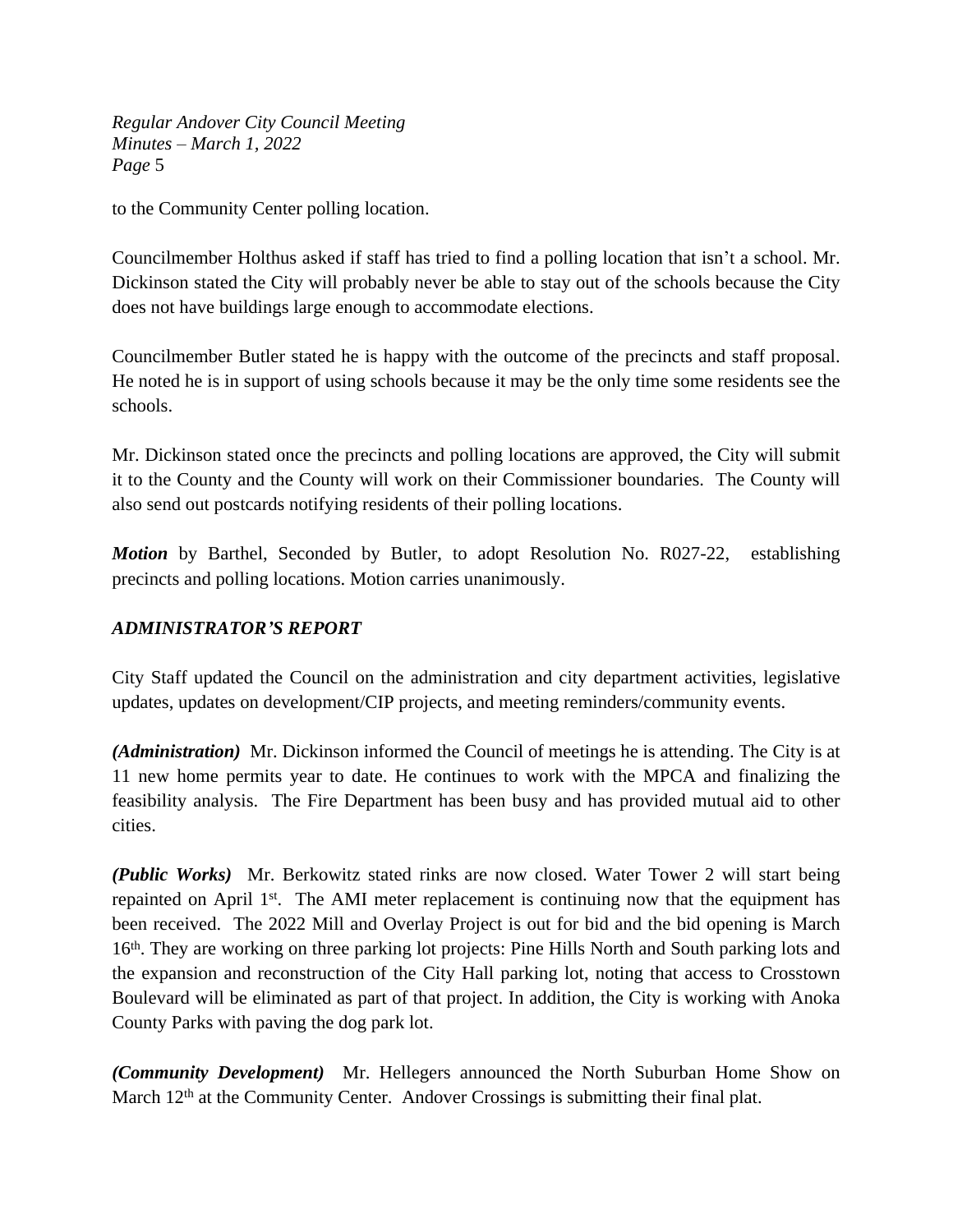to the Community Center polling location.

Councilmember Holthus asked if staff has tried to find a polling location that isn't a school. Mr. Dickinson stated the City will probably never be able to stay out of the schools because the City does not have buildings large enough to accommodate elections.

Councilmember Butler stated he is happy with the outcome of the precincts and staff proposal. He noted he is in support of using schools because it may be the only time some residents see the schools.

Mr. Dickinson stated once the precincts and polling locations are approved, the City will submit it to the County and the County will work on their Commissioner boundaries. The County will also send out postcards notifying residents of their polling locations.

***Motion*** by Barthel, Seconded by Butler, to adopt Resolution No. R027-22, establishing precincts and polling locations. Motion carries unanimously.

***ADMINISTRATOR'S REPORT***

City Staff updated the Council on the administration and city department activities, legislative updates, updates on development/CIP projects, and meeting reminders/community events.

***(Administration)*** Mr. Dickinson informed the Council of meetings he is attending. The City is at 11 new home permits year to date. He continues to work with the MPCA and finalizing the feasibility analysis. The Fire Department has been busy and has provided mutual aid to other cities.

***(Public Works)*** Mr. Berkowitz stated rinks are now closed. Water Tower 2 will start being repainted on April 1st. The AMI meter replacement is continuing now that the equipment has been received. The 2022 Mill and Overlay Project is out for bid and the bid opening is March 16th. They are working on three parking lot projects: Pine Hills North and South parking lots and the expansion and reconstruction of the City Hall parking lot, noting that access to Crosstown Boulevard will be eliminated as part of that project. In addition, the City is working with Anoka County Parks with paving the dog park lot.

***(Community Development)*** Mr. Hellegers announced the North Suburban Home Show on March 12th at the Community Center. Andover Crossings is submitting their final plat.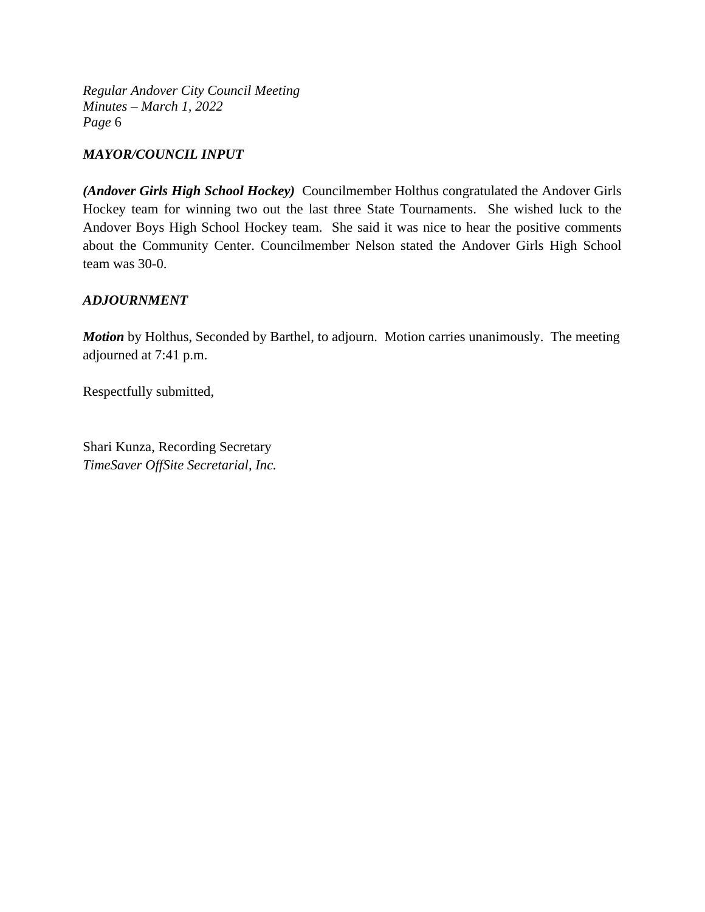## *MAYOR/COUNCIL INPUT*

***(Andover Girls High School Hockey)*** Councilmember Holthus congratulated the Andover Girls Hockey team for winning two out the last three State Tournaments. She wished luck to the Andover Boys High School Hockey team. She said it was nice to hear the positive comments about the Community Center. Councilmember Nelson stated the Andover Girls High School team was 30-0.

## *ADJOURNMENT*

***Motion*** by Holthus, Seconded by Barthel, to adjourn. Motion carries unanimously. The meeting adjourned at 7:41 p.m.

Respectfully submitted,

Shari Kunza, Recording Secretary
*TimeSaver OffSite Secretarial, Inc.*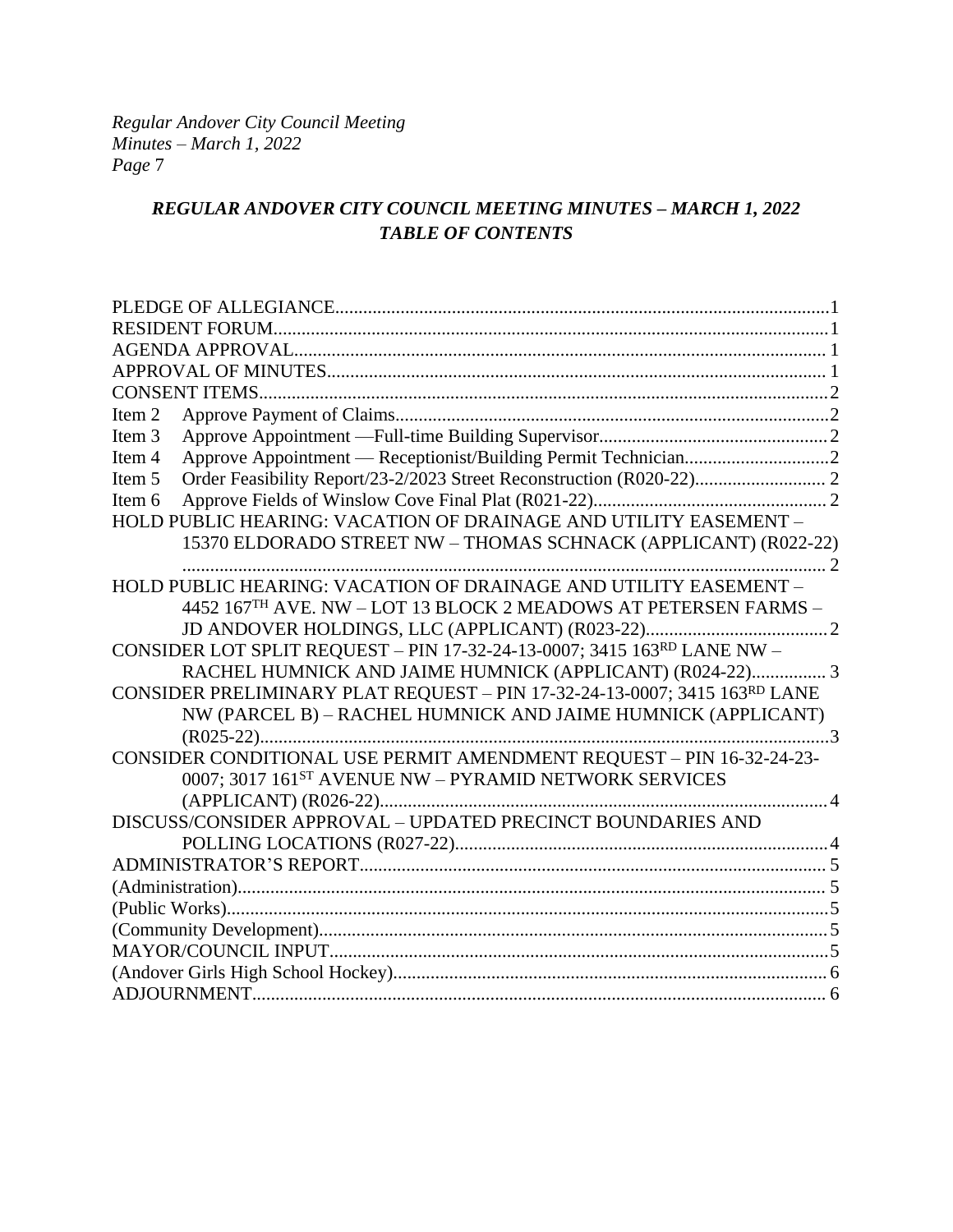## *REGULAR ANDOVER CITY COUNCIL MEETING MINUTES – MARCH 1, 2022*
## *TABLE OF CONTENTS*

PLEDGE OF ALLEGIANCE......1
RESIDENT FORUM......1
AGENDA APPROVAL......1
APPROVAL OF MINUTES......1
CONSENT ITEMS......2
Item 2 Approve Payment of Claims......2
Item 3 Approve Appointment —Full-time Building Supervisor......2
Item 4 Approve Appointment — Receptionist/Building Permit Technician......2
Item 5 Order Feasibility Report/23-2/2023 Street Reconstruction (R020-22)......2
Item 6 Approve Fields of Winslow Cove Final Plat (R021-22)......2
HOLD PUBLIC HEARING: VACATION OF DRAINAGE AND UTILITY EASEMENT – 15370 ELDORADO STREET NW – THOMAS SCHNACK (APPLICANT) (R022-22)......2
HOLD PUBLIC HEARING: VACATION OF DRAINAGE AND UTILITY EASEMENT – 4452 167TH AVE. NW – LOT 13 BLOCK 2 MEADOWS AT PETERSEN FARMS – JD ANDOVER HOLDINGS, LLC (APPLICANT) (R023-22)......2
CONSIDER LOT SPLIT REQUEST – PIN 17-32-24-13-0007; 3415 163RD LANE NW – RACHEL HUMNICK AND JAIME HUMNICK (APPLICANT) (R024-22)......3
CONSIDER PRELIMINARY PLAT REQUEST – PIN 17-32-24-13-0007; 3415 163RD LANE NW (PARCEL B) – RACHEL HUMNICK AND JAIME HUMNICK (APPLICANT) (R025-22)......3
CONSIDER CONDITIONAL USE PERMIT AMENDMENT REQUEST – PIN 16-32-24-23-0007; 3017 161ST AVENUE NW – PYRAMID NETWORK SERVICES (APPLICANT) (R026-22)......4
DISCUSS/CONSIDER APPROVAL – UPDATED PRECINCT BOUNDARIES AND POLLING LOCATIONS (R027-22)......4
ADMINISTRATOR'S REPORT......5
(Administration)......5
(Public Works)......5
(Community Development)......5
MAYOR/COUNCIL INPUT......5
(Andover Girls High School Hockey)......6
ADJOURNMENT......6